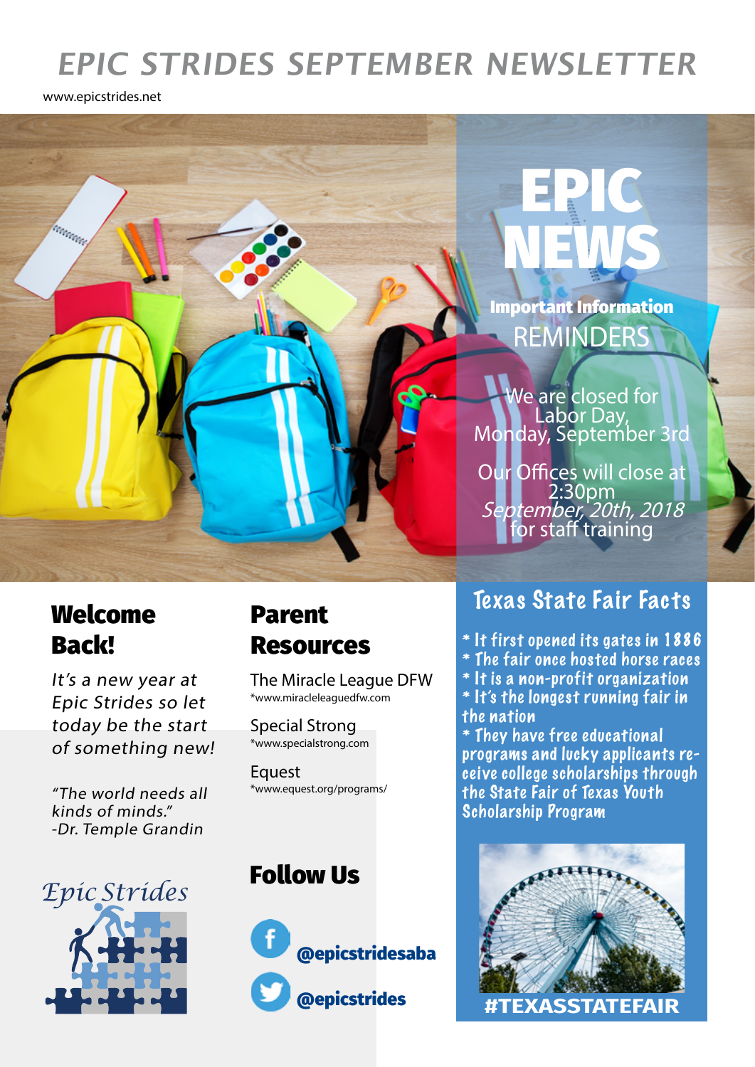# EPIC STRIDES SEPTEMBER NEWSLETTER

www.epicstrides.net

## EPIC NEWS

**Important Information**

### REMINDERS

We are closed for Labor Day, Monday, September 3rd

Our Offices will close at 2:30pm *September, 20th, 2018* for staff training

## Welcome Back!

*It's a new year at Epic Strides so let today be the start of something new!*

*"The world needs all kinds of minds."*
*-Dr. Temple Grandin*

Epic Strides

## Parent Resources

The Miracle League DFW
*www.miracleleaguedfw.com

Special Strong
*www.specialstrong.com

Equest
*www.equest.org/programs/

## Follow Us

@epicstridesaba

@epicstrides

## Texas State Fair Facts

* It first opened its gates in 1886
* The fair once hosted horse races
* It is a non-profit organization
* It's the longest running fair in the nation
* They have free educational programs and lucky applicants receive college scholarships through the State Fair of Texas Youth Scholarship Program

#TEXASSTATEFAIR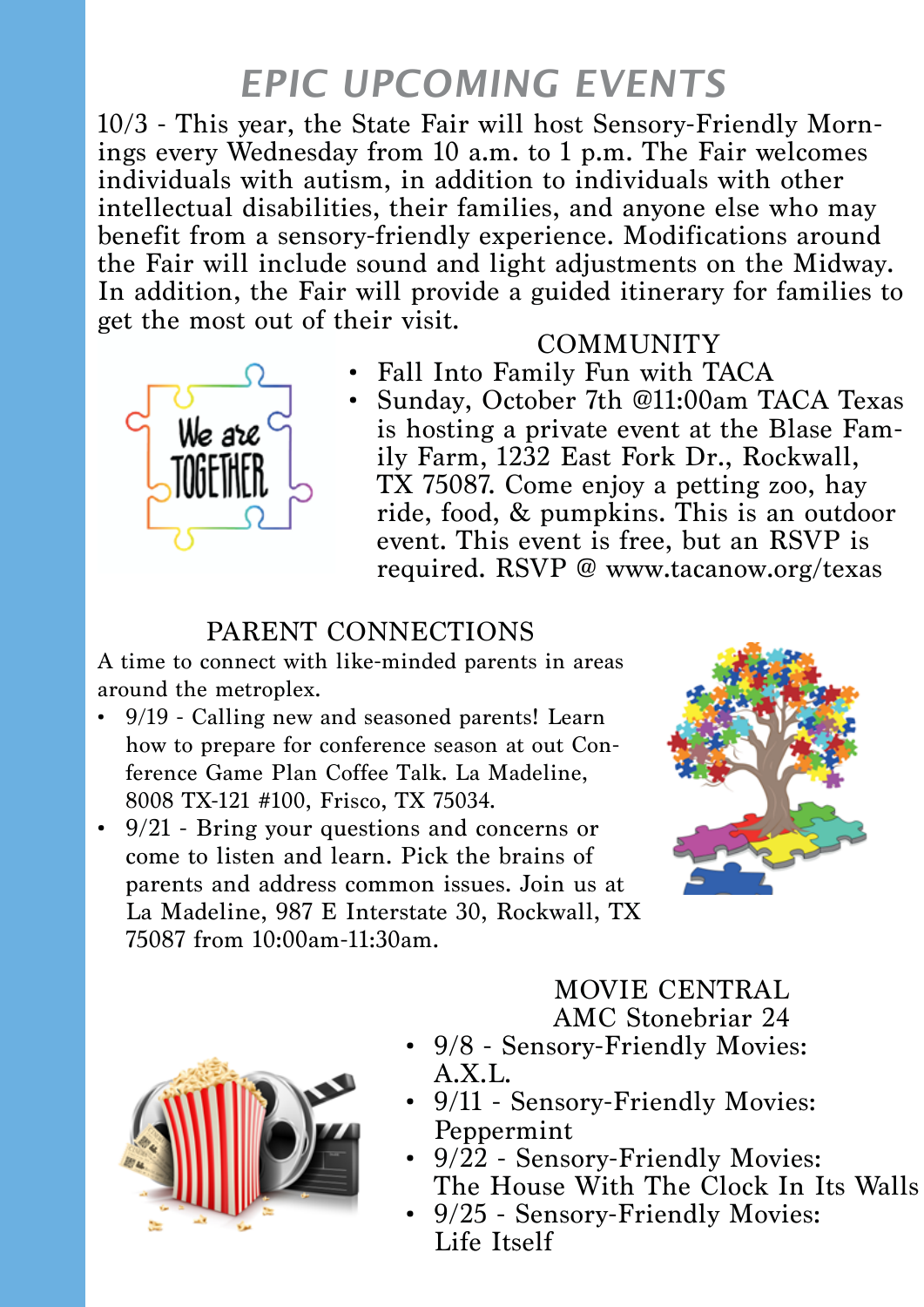# EPIC UPCOMING EVENTS

10/3 - This year, the State Fair will host Sensory-Friendly Mornings every Wednesday from 10 a.m. to 1 p.m. The Fair welcomes individuals with autism, in addition to individuals with other intellectual disabilities, their families, and anyone else who may benefit from a sensory-friendly experience. Modifications around the Fair will include sound and light adjustments on the Midway. In addition, the Fair will provide a guided itinerary for families to get the most out of their visit.

## COMMUNITY

- Fall Into Family Fun with TACA
- Sunday, October 7th @11:00am TACA Texas is hosting a private event at the Blase Family Farm, 1232 East Fork Dr., Rockwall, TX 75087. Come enjoy a petting zoo, hay ride, food, & pumpkins. This is an outdoor event. This event is free, but an RSVP is required. RSVP @ www.tacanow.org/texas

## PARENT CONNECTIONS

A time to connect with like-minded parents in areas around the metroplex.

- 9/19 - Calling new and seasoned parents! Learn how to prepare for conference season at out Conference Game Plan Coffee Talk. La Madeline, 8008 TX-121 #100, Frisco, TX 75034.
- 9/21 - Bring your questions and concerns or come to listen and learn. Pick the brains of parents and address common issues. Join us at La Madeline, 987 E Interstate 30, Rockwall, TX 75087 from 10:00am-11:30am.

## MOVIE CENTRAL

AMC Stonebriar 24

- 9/8 - Sensory-Friendly Movies: A.X.L.
- 9/11 - Sensory-Friendly Movies: Peppermint
- 9/22 - Sensory-Friendly Movies: The House With The Clock In Its Walls
- 9/25 - Sensory-Friendly Movies: Life Itself